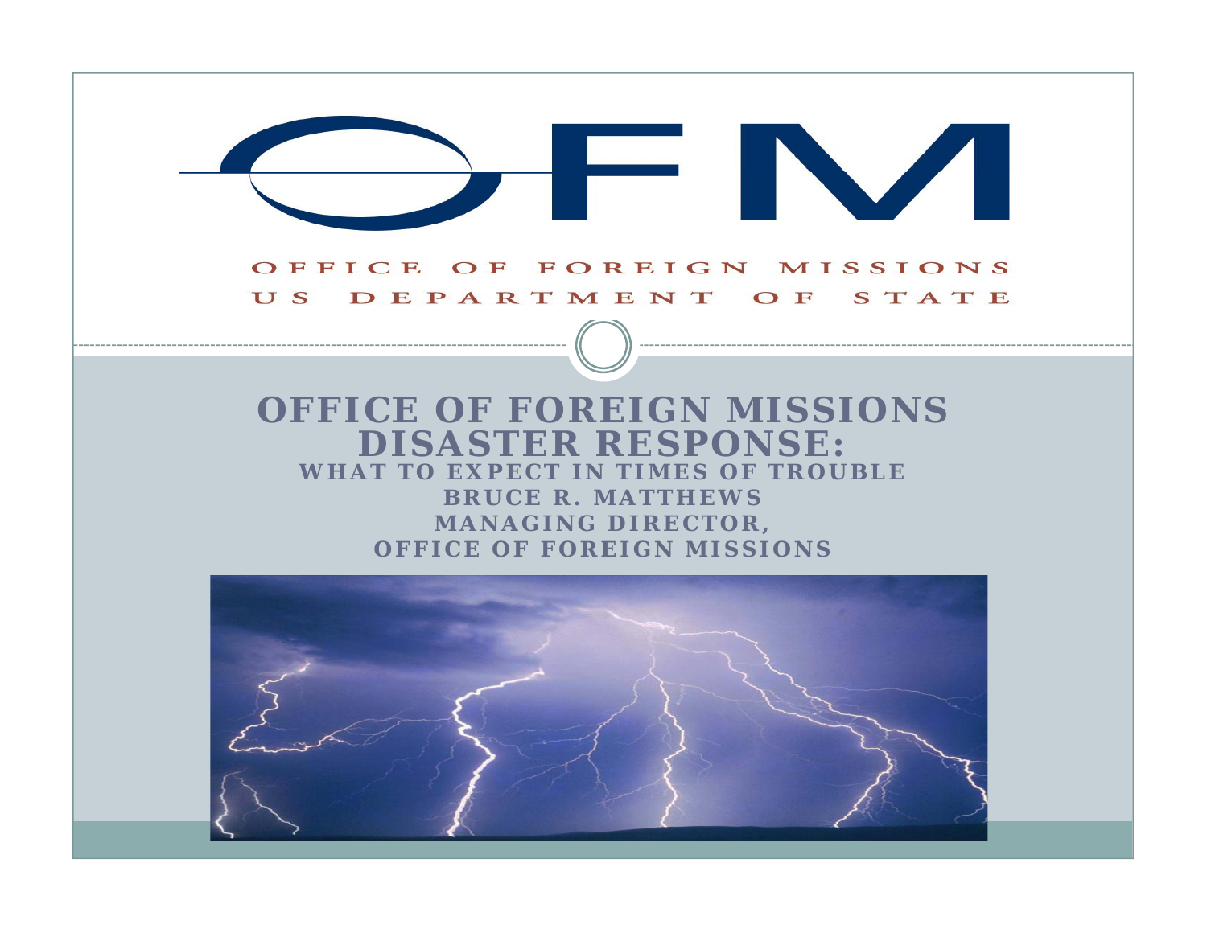OFM

OFFICE OF FOREIGN MISSIONS
US DEPARTMENT OF STATE

# OFFICE OF FOREIGN MISSIONS DISASTER RESPONSE:

## WHAT TO EXPECT IN TIMES OF TROUBLE

**BRUCE R. MATTHEWS**
**MANAGING DIRECTOR,**
**OFFICE OF FOREIGN MISSIONS**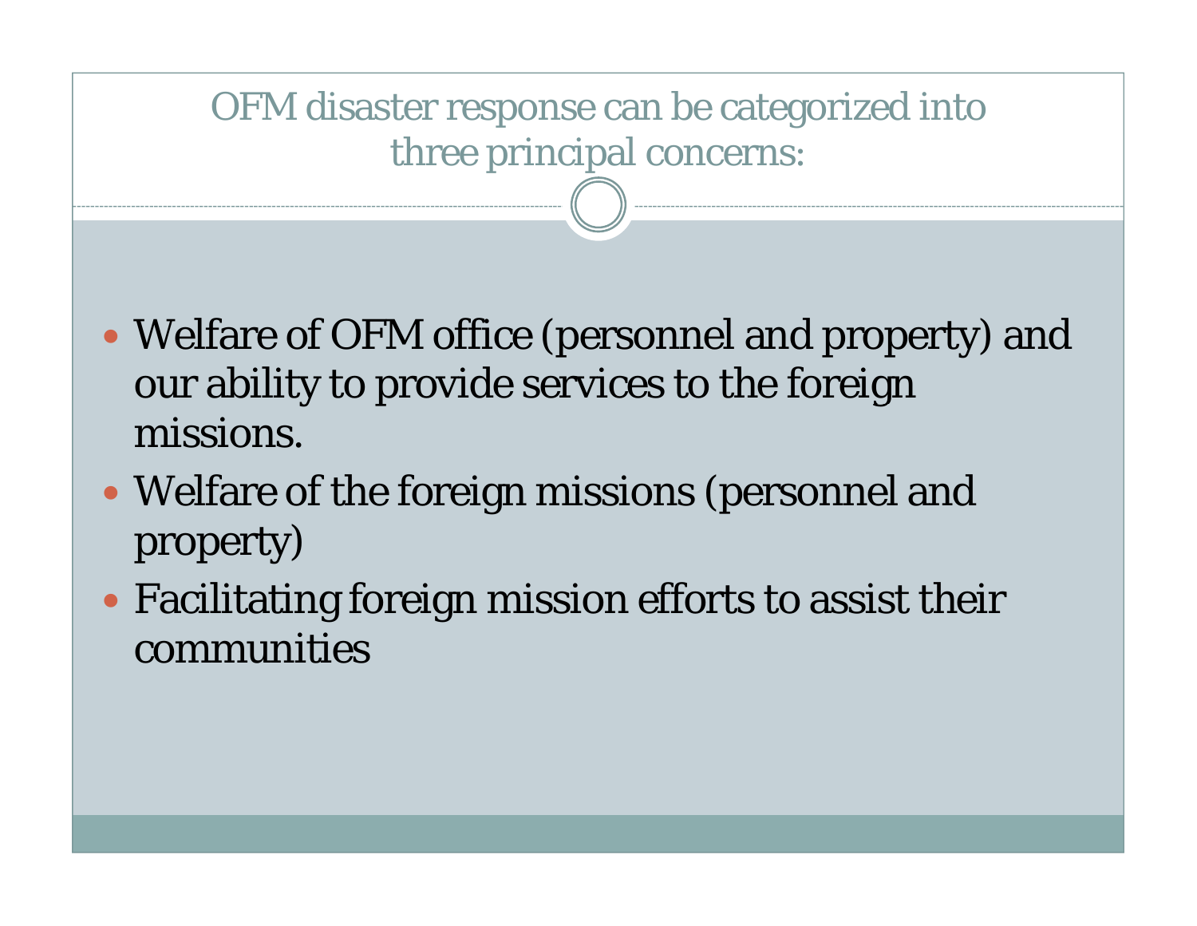# OFM disaster response can be categorized into three principal concerns:

- Welfare of OFM office (personnel and property) and our ability to provide services to the foreign missions.
- Welfare of the foreign missions (personnel and property)
- Facilitating foreign mission efforts to assist their communities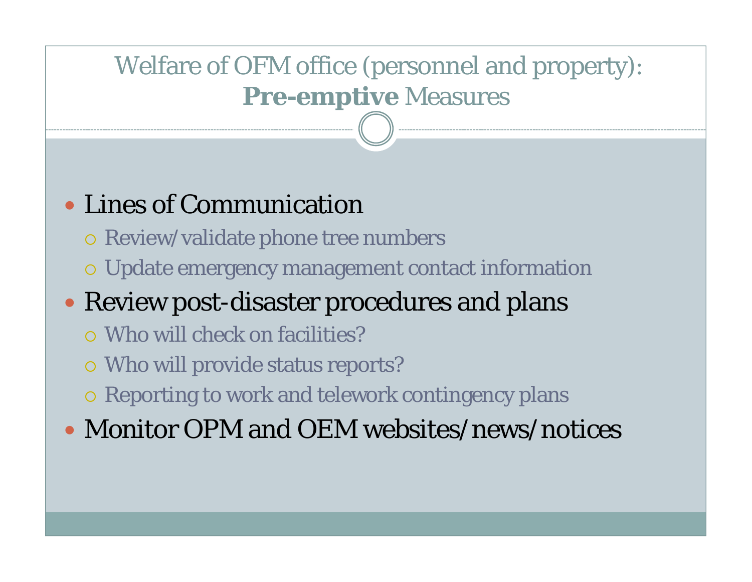# Welfare of OFM office (personnel and property): **Pre-emptive** Measures

- Lines of Communication
  - Review/validate phone tree numbers
  - Update emergency management contact information
- Review post-disaster procedures and plans
  - Who will check on facilities?
  - Who will provide status reports?
  - Reporting to work and telework contingency plans
- Monitor OPM and OEM websites/news/notices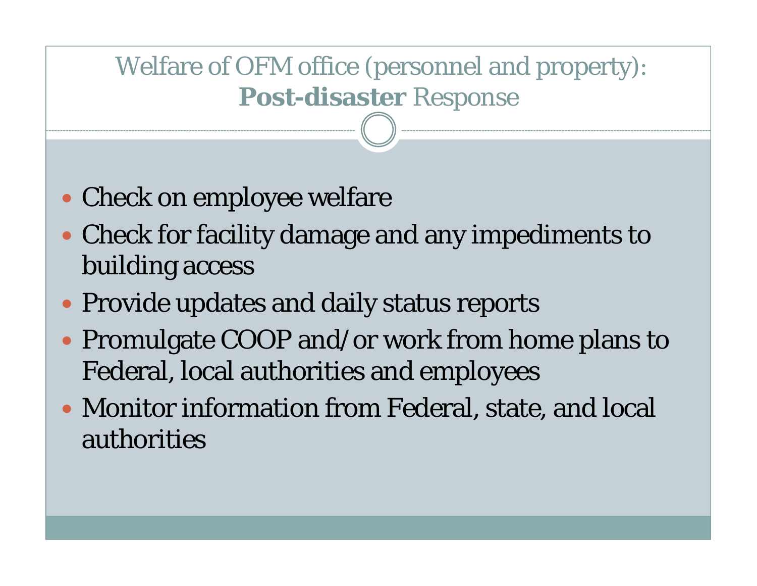# Welfare of OFM office (personnel and property): **Post-disaster** Response

- Check on employee welfare
- Check for facility damage and any impediments to building access
- Provide updates and daily status reports
- Promulgate COOP and/or work from home plans to Federal, local authorities and employees
- Monitor information from Federal, state, and local authorities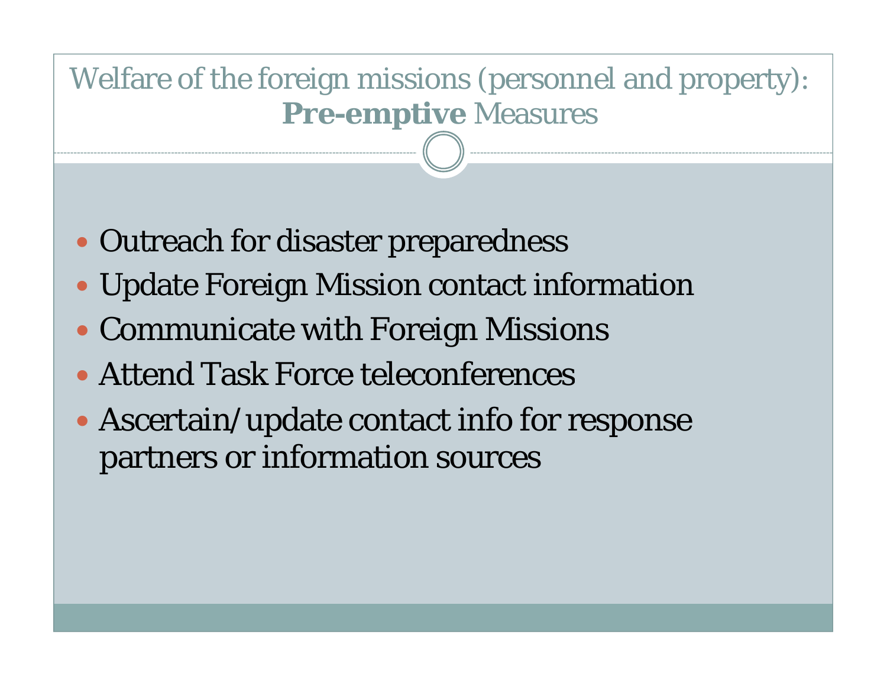# Welfare of the foreign missions (personnel and property): **Pre-emptive** Measures

- Outreach for disaster preparedness
- Update Foreign Mission contact information
- Communicate with Foreign Missions
- Attend Task Force teleconferences
- Ascertain/update contact info for response partners or information sources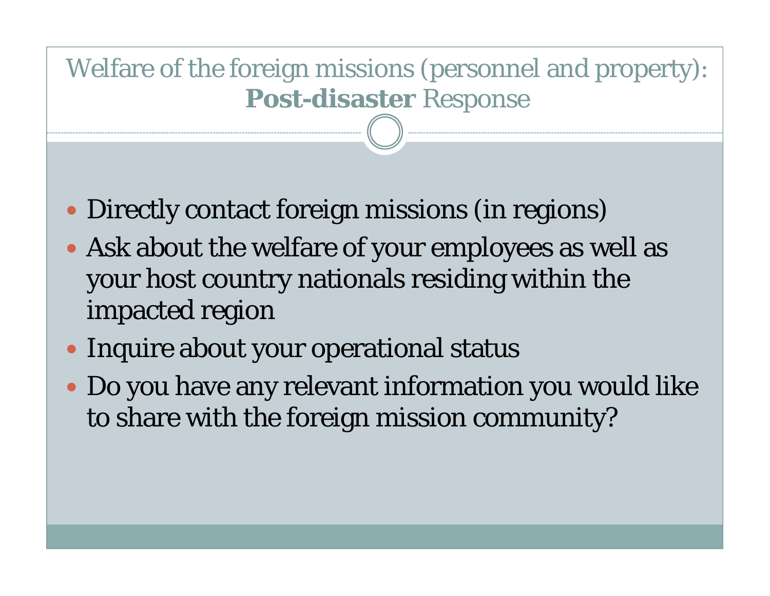# Welfare of the foreign missions (personnel and property): **Post-disaster** Response

- Directly contact foreign missions (in regions)
- Ask about the welfare of your employees as well as your host country nationals residing within the impacted region
- Inquire about your operational status
- Do you have any relevant information you would like to share with the foreign mission community?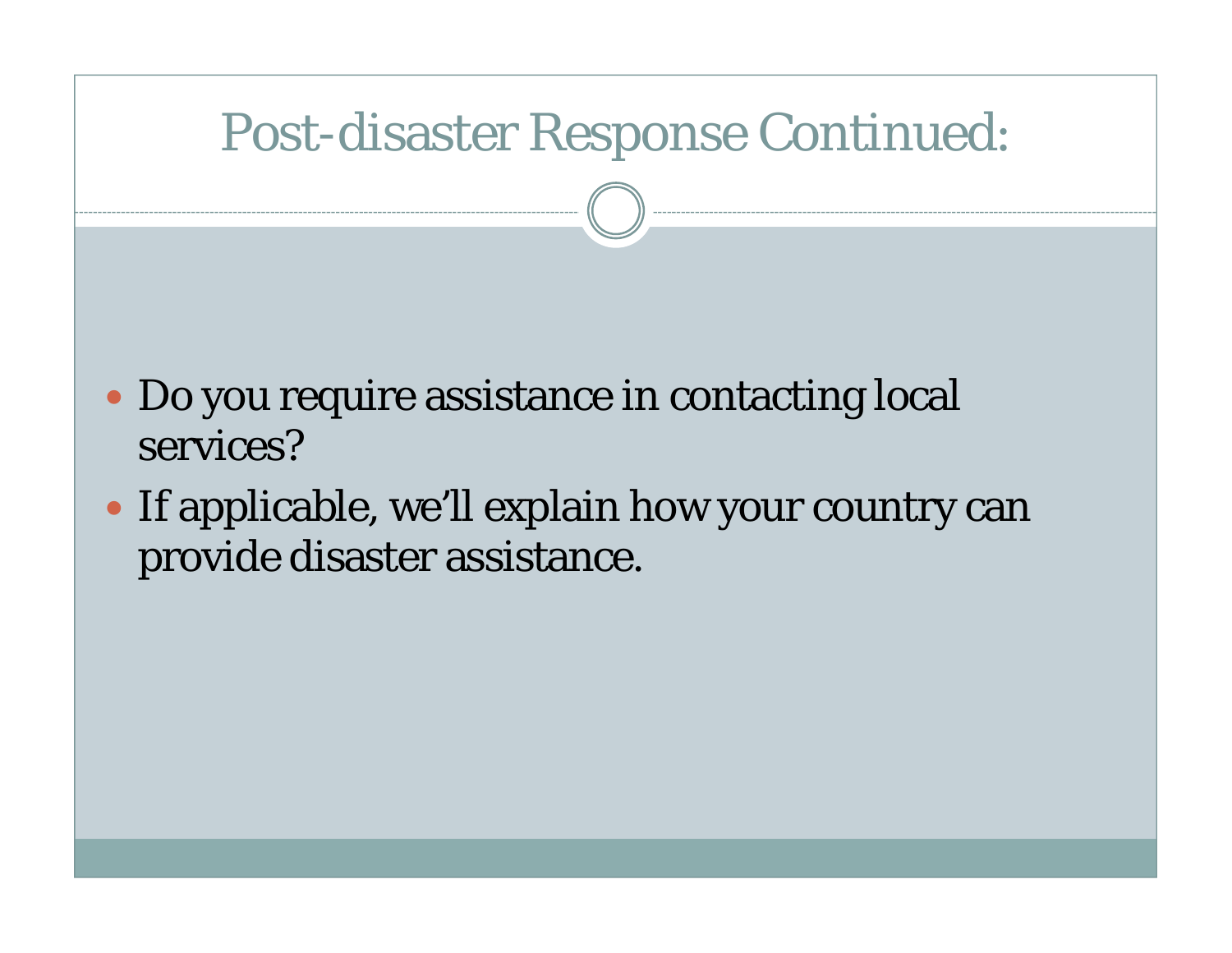# Post-disaster Response Continued:

- Do you require assistance in contacting local services?
- If applicable, we'll explain how your country can provide disaster assistance.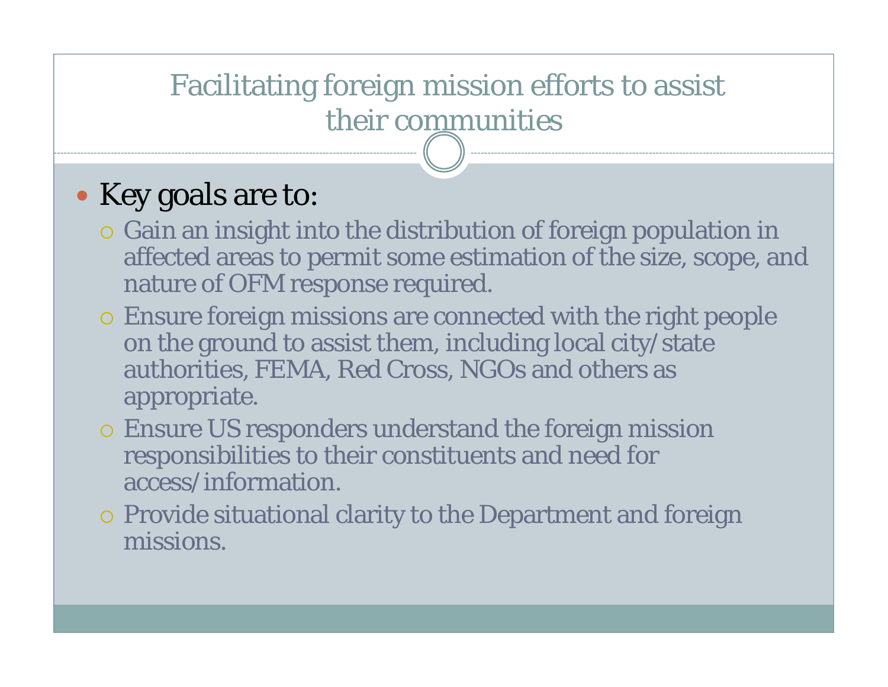# Facilitating foreign mission efforts to assist their communities

- Key goals are to:
  - Gain an insight into the distribution of foreign population in affected areas to permit some estimation of the size, scope, and nature of OFM response required.
  - Ensure foreign missions are connected with the right people on the ground to assist them, including local city/state authorities, FEMA, Red Cross, NGOs and others as appropriate.
  - Ensure US responders understand the foreign mission responsibilities to their constituents and need for access/information.
  - Provide situational clarity to the Department and foreign missions.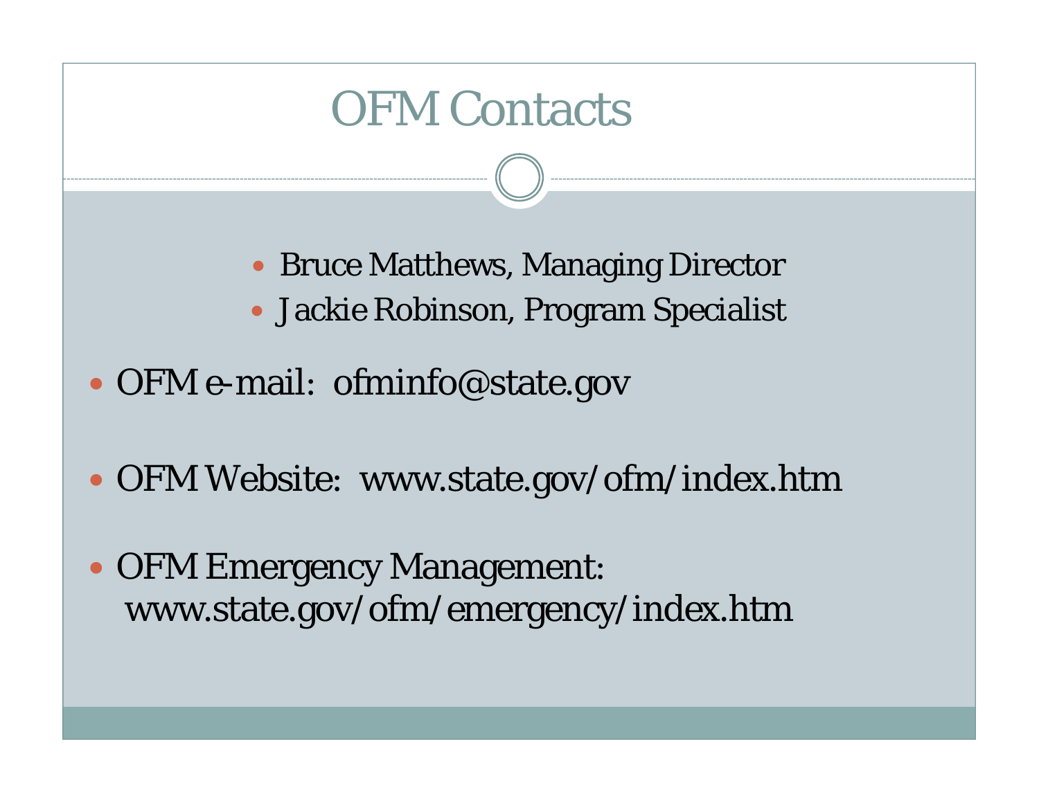# OFM Contacts

- Bruce Matthews, Managing Director
- Jackie Robinson, Program Specialist

- OFM e-mail: ofminfo@state.gov

- OFM Website: www.state.gov/ofm/index.htm

- OFM Emergency Management: www.state.gov/ofm/emergency/index.htm